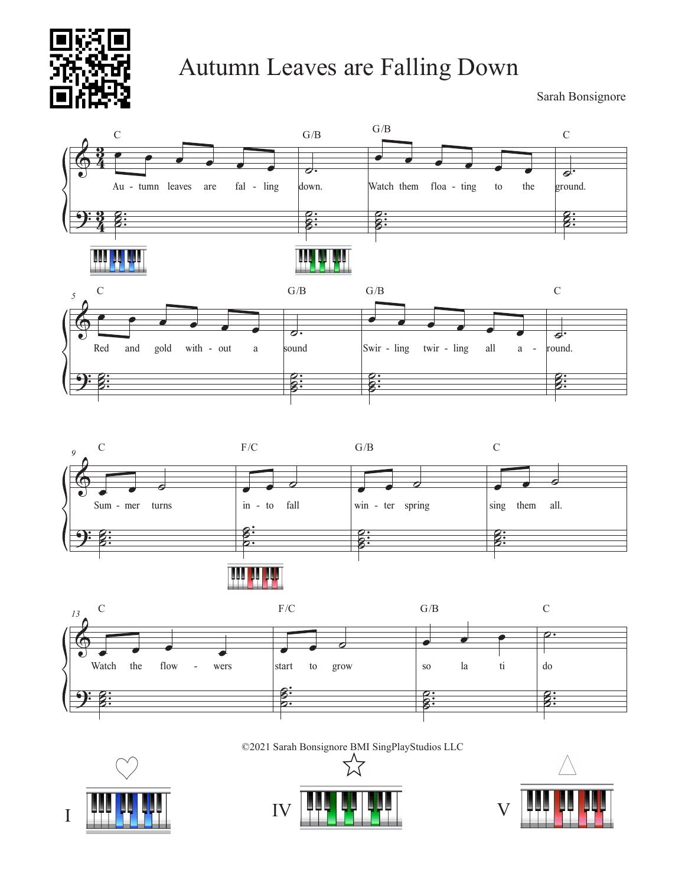# Autumn Leaves are Falling Down

Sarah Bonsignore

C — Au - tumn leaves are fal - ling | G/B — down. | G/B — Watch them floa - ting to the | C — ground.

C — Red and gold with - out a | G/B — sound | G/B — Swir - ling twir - ling all a - | C — round.

C — Sum - mer turns | F/C — in - to fall | G/B — win - ter spring | C — sing them all.

C — Watch the flow - wers | F/C — start to grow | G/B — so la ti | C — do

©2021 Sarah Bonsignore BMI SingPlayStudios LLC

I ♡ IV ☆ V △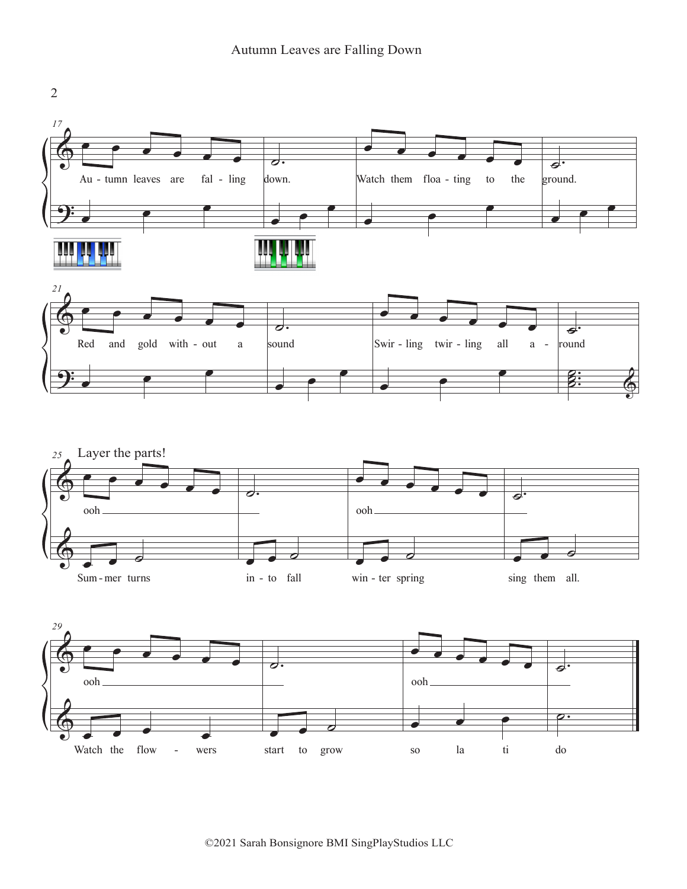Autumn Leaves are Falling Down

Au - tumn leaves are fal - ling down. Watch them floa - ting to the ground.

Red and gold with - out a sound Swir - ling twir - ling all a - round

Layer the parts!

ooh ooh

Sum - mer turns in - to fall win - ter spring sing them all.

ooh ooh

Watch the flow - wers start to grow so la ti do

©2021 Sarah Bonsignore BMI SingPlayStudios LLC